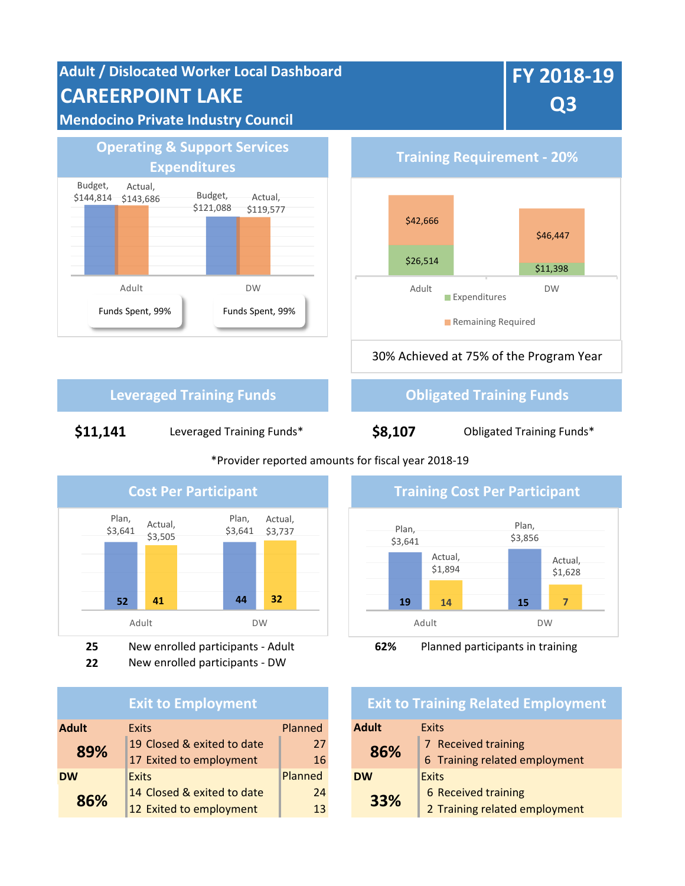# Adult / Dislocated Worker Local Dashboard

# CAREERPOINT LAKE

## Mendocino Private Industry Council

**FY 2018-19 Q3**

## Operating & Support Services Expenditures

| | Budget | Actual | Funds Spent |
|---|---|---|---|
| Adult | $144,814 | $143,686 | 99% |
| DW | $121,088 | $119,577 | 99% |

## Training Requirement - 20%

| | Expenditures | Remaining Required |
|---|---|---|
| Adult | $26,514 | $42,666 |
| DW | $11,398 | $46,447 |

30% Achieved at 75% of the Program Year

## Leveraged Training Funds

**$11,141** Leveraged Training Funds*

## Obligated Training Funds

**$8,107** Obligated Training Funds*

*Provider reported amounts for fiscal year 2018-19

## Cost Per Participant

| | Plan | Actual |
|---|---|---|
| Adult | $3,641 (52) | $3,505 (41) |
| DW | $3,641 (44) | $3,737 (32) |

**25** New enrolled participants - Adult

**22** New enrolled participants - DW

## Training Cost Per Participant

| | Plan | Actual |
|---|---|---|
| Adult | $3,641 (19) | $1,894 (14) |
| DW | $3,856 (15) | $1,628 (7) |

**62%** Planned participants in training

## Exit to Employment

| | Exits | Planned |
|---|---|---|
| **Adult** | | |
| **89%** | 19 Closed & exited to date | 27 |
| | 17 Exited to employment | 16 |
| **DW** | | |
| **86%** | 14 Closed & exited to date | 24 |
| | 12 Exited to employment | 13 |

## Exit to Training Related Employment

| | Exits |
|---|---|
| **Adult** | |
| **86%** | 7 Received training |
| | 6 Training related employment |
| **DW** | |
| **33%** | 6 Received training |
| | 2 Training related employment |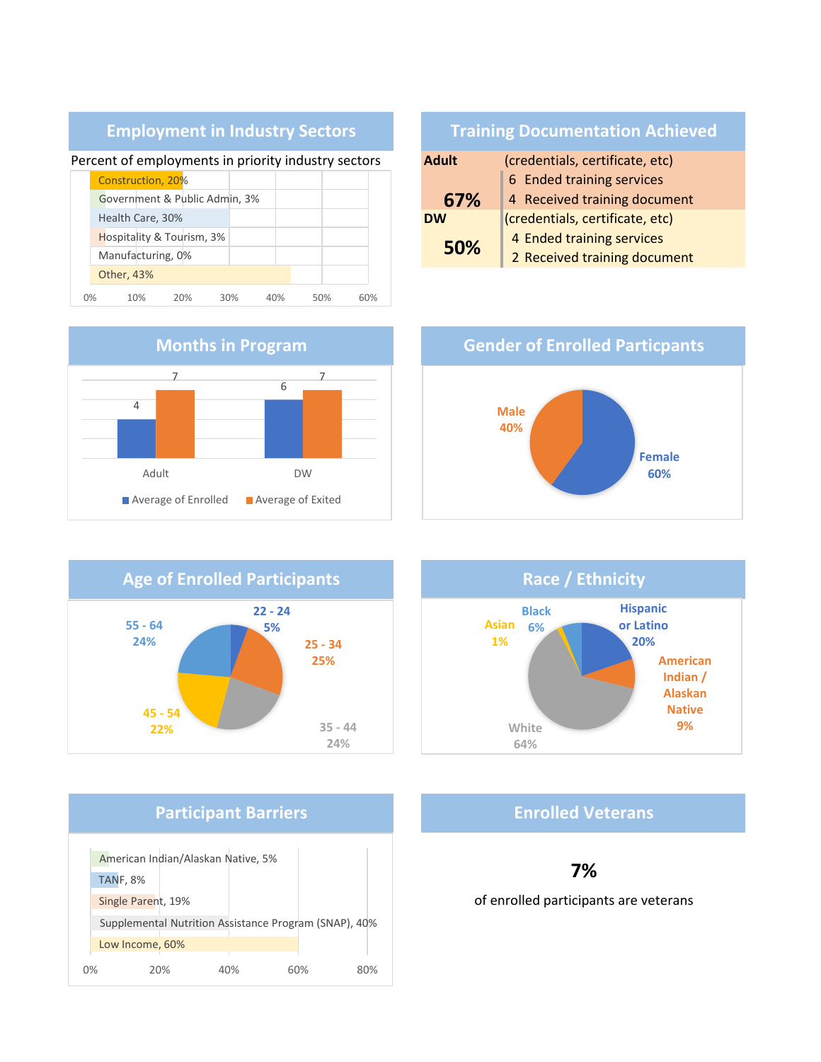## Employment in Industry Sectors

Percent of employments in priority industry sectors

Construction, 20%
Government & Public Admin, 3%
Health Care, 30%
Hospitality & Tourism, 3%
Manufacturing, 0%
Other, 43%

0% 10% 20% 30% 40% 50% 60%

## Training Documentation Achieved

**Adult** (credentials, certificate, etc)

**67%**
6 Ended training services
4 Received training document

**DW** (credentials, certificate, etc)

**50%**
4 Ended training services
2 Received training document

## Months in Program

Adult: 4, 7
DW: 6, 7

Average of Enrolled
Average of Exited

## Gender of Enrolled Particpants

Male 40%
Female 60%

## Age of Enrolled Participants

22 - 24 5%
25 - 34 25%
35 - 44 24%
45 - 54 22%
55 - 64 24%

## Race / Ethnicity

Black 6%
Asian 1%
Hispanic or Latino 20%
American Indian / Alaskan Native 9%
White 64%

## Participant Barriers

American Indian/Alaskan Native, 5%
TANF, 8%
Single Parent, 19%
Supplemental Nutrition Assistance Program (SNAP), 40%
Low Income, 60%

0% 20% 40% 60% 80%

## Enrolled Veterans

**7%**

of enrolled participants are veterans